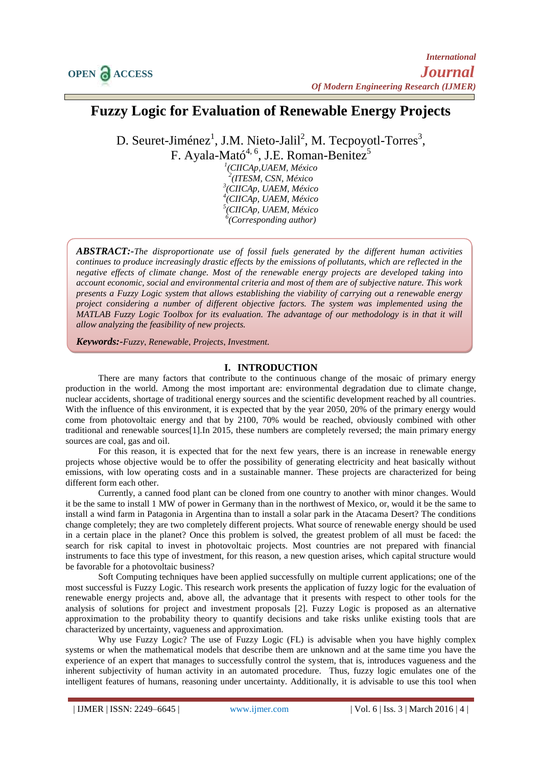# Fuzzy Logic for Evaluation of Renewable Energy Projects

D. Seuret-Jiménez[1], J.M. Nieto-Jalil[2], M. Tecpoyotl-Torres[3], F. Ayala-Mató[4, 6], J.E. Roman-Benitez[5]

[1](CIICAp,UAEM, México
[2](ITESM, CSN, México
[3](CIICAp, UAEM, México
[4](CIICAp, UAEM, México
[5](CIICAp, UAEM, México
[6](Corresponding author)

***ABSTRACT:-****The disproportionate use of fossil fuels generated by the different human activities continues to produce increasingly drastic effects by the emissions of pollutants, which are reflected in the negative effects of climate change. Most of the renewable energy projects are developed taking into account economic, social and environmental criteria and most of them are of subjective nature. This work presents a Fuzzy Logic system that allows establishing the viability of carrying out a renewable energy project considering a number of different objective factors. The system was implemented using the MATLAB Fuzzy Logic Toolbox for its evaluation. The advantage of our methodology is in that it will allow analyzing the feasibility of new projects.*

***Keywords:-****Fuzzy, Renewable, Projects, Investment.*

## I. INTRODUCTION

There are many factors that contribute to the continuous change of the mosaic of primary energy production in the world. Among the most important are: environmental degradation due to climate change, nuclear accidents, shortage of traditional energy sources and the scientific development reached by all countries. With the influence of this environment, it is expected that by the year 2050, 20% of the primary energy would come from photovoltaic energy and that by 2100, 70% would be reached, obviously combined with other traditional and renewable sources[1].In 2015, these numbers are completely reversed; the main primary energy sources are coal, gas and oil.

For this reason, it is expected that for the next few years, there is an increase in renewable energy projects whose objective would be to offer the possibility of generating electricity and heat basically without emissions, with low operating costs and in a sustainable manner. These projects are characterized for being different form each other.

Currently, a canned food plant can be cloned from one country to another with minor changes. Would it be the same to install 1 MW of power in Germany than in the northwest of Mexico, or, would it be the same to install a wind farm in Patagonia in Argentina than to install a solar park in the Atacama Desert? The conditions change completely; they are two completely different projects. What source of renewable energy should be used in a certain place in the planet? Once this problem is solved, the greatest problem of all must be faced: the search for risk capital to invest in photovoltaic projects. Most countries are not prepared with financial instruments to face this type of investment, for this reason, a new question arises, which capital structure would be favorable for a photovoltaic business?

Soft Computing techniques have been applied successfully on multiple current applications; one of the most successful is Fuzzy Logic. This research work presents the application of fuzzy logic for the evaluation of renewable energy projects and, above all, the advantage that it presents with respect to other tools for the analysis of solutions for project and investment proposals [2]. Fuzzy Logic is proposed as an alternative approximation to the probability theory to quantify decisions and take risks unlike existing tools that are characterized by uncertainty, vagueness and approximation.

Why use Fuzzy Logic? The use of Fuzzy Logic (FL) is advisable when you have highly complex systems or when the mathematical models that describe them are unknown and at the same time you have the experience of an expert that manages to successfully control the system, that is, introduces vagueness and the inherent subjectivity of human activity in an automated procedure. Thus, fuzzy logic emulates one of the intelligent features of humans, reasoning under uncertainty. Additionally, it is advisable to use this tool when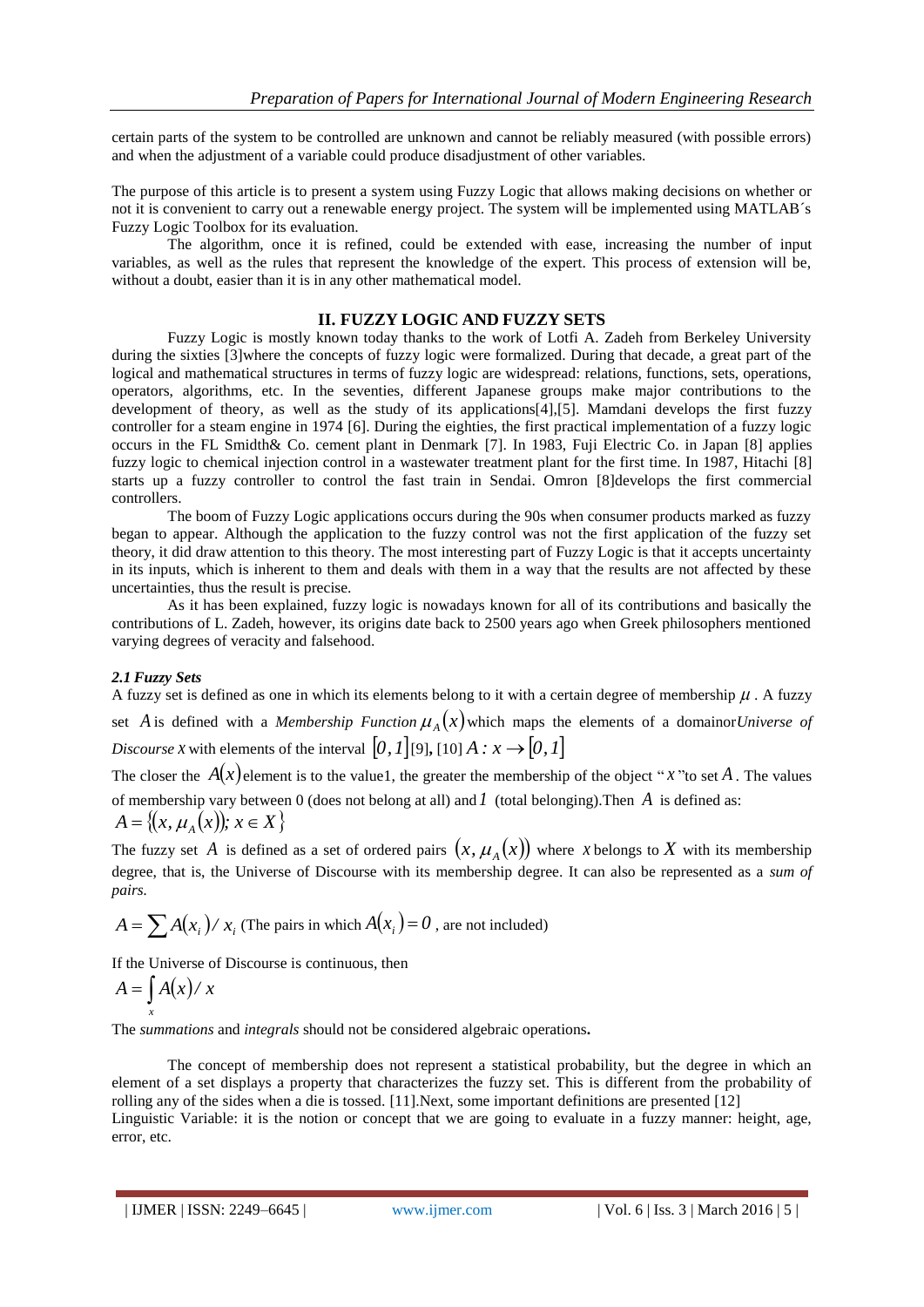certain parts of the system to be controlled are unknown and cannot be reliably measured (with possible errors) and when the adjustment of a variable could produce disadjustment of other variables.

The purpose of this article is to present a system using Fuzzy Logic that allows making decisions on whether or not it is convenient to carry out a renewable energy project. The system will be implemented using MATLAB´s Fuzzy Logic Toolbox for its evaluation.

The algorithm, once it is refined, could be extended with ease, increasing the number of input variables, as well as the rules that represent the knowledge of the expert. This process of extension will be, without a doubt, easier than it is in any other mathematical model.

## II. FUZZY LOGIC AND FUZZY SETS

Fuzzy Logic is mostly known today thanks to the work of Lotfi A. Zadeh from Berkeley University during the sixties [3]where the concepts of fuzzy logic were formalized. During that decade, a great part of the logical and mathematical structures in terms of fuzzy logic are widespread: relations, functions, sets, operations, operators, algorithms, etc. In the seventies, different Japanese groups make major contributions to the development of theory, as well as the study of its applications[4],[5]. Mamdani develops the first fuzzy controller for a steam engine in 1974 [6]. During the eighties, the first practical implementation of a fuzzy logic occurs in the FL Smidth& Co. cement plant in Denmark [7]. In 1983, Fuji Electric Co. in Japan [8] applies fuzzy logic to chemical injection control in a wastewater treatment plant for the first time. In 1987, Hitachi [8] starts up a fuzzy controller to control the fast train in Sendai. Omron [8]develops the first commercial controllers.

The boom of Fuzzy Logic applications occurs during the 90s when consumer products marked as fuzzy began to appear. Although the application to the fuzzy control was not the first application of the fuzzy set theory, it did draw attention to this theory. The most interesting part of Fuzzy Logic is that it accepts uncertainty in its inputs, which is inherent to them and deals with them in a way that the results are not affected by these uncertainties, thus the result is precise.

As it has been explained, fuzzy logic is nowadays known for all of its contributions and basically the contributions of L. Zadeh, however, its origins date back to 2500 years ago when Greek philosophers mentioned varying degrees of veracity and falsehood.

### *2.1 Fuzzy Sets*

A fuzzy set is defined as one in which its elements belong to it with a certain degree of membership $\mu$. A fuzzy set $A$ is defined with a *Membership Function* $\mu_A(x)$ which maps the elements of a domainor*Universe of Discourse* $x$ with elements of the interval $[0,1]$ [9], [10] $A: x \rightarrow [0,1]$

The closer the $A(x)$ element is to the value1, the greater the membership of the object "$x$"to set $A$. The values of membership vary between 0 (does not belong at all) and $1$ (total belonging).Then $A$ is defined as:

$$A = \{(x, \mu_A(x)); x \in X\}$$

The fuzzy set $A$ is defined as a set of ordered pairs $(x, \mu_A(x))$ where $x$ belongs to $X$ with its membership degree, that is, the Universe of Discourse with its membership degree. It can also be represented as a *sum of pairs.*

$$A = \sum A(x_i)/x_i$$ (The pairs in which $A(x_i) = 0$ , are not included)

If the Universe of Discourse is continuous, then

$$A = \int_x A(x)/x$$

The *summations* and *integrals* should not be considered algebraic operations**.**

The concept of membership does not represent a statistical probability, but the degree in which an element of a set displays a property that characterizes the fuzzy set. This is different from the probability of rolling any of the sides when a die is tossed. [11].Next, some important definitions are presented [12]

Linguistic Variable: it is the notion or concept that we are going to evaluate in a fuzzy manner: height, age, error, etc.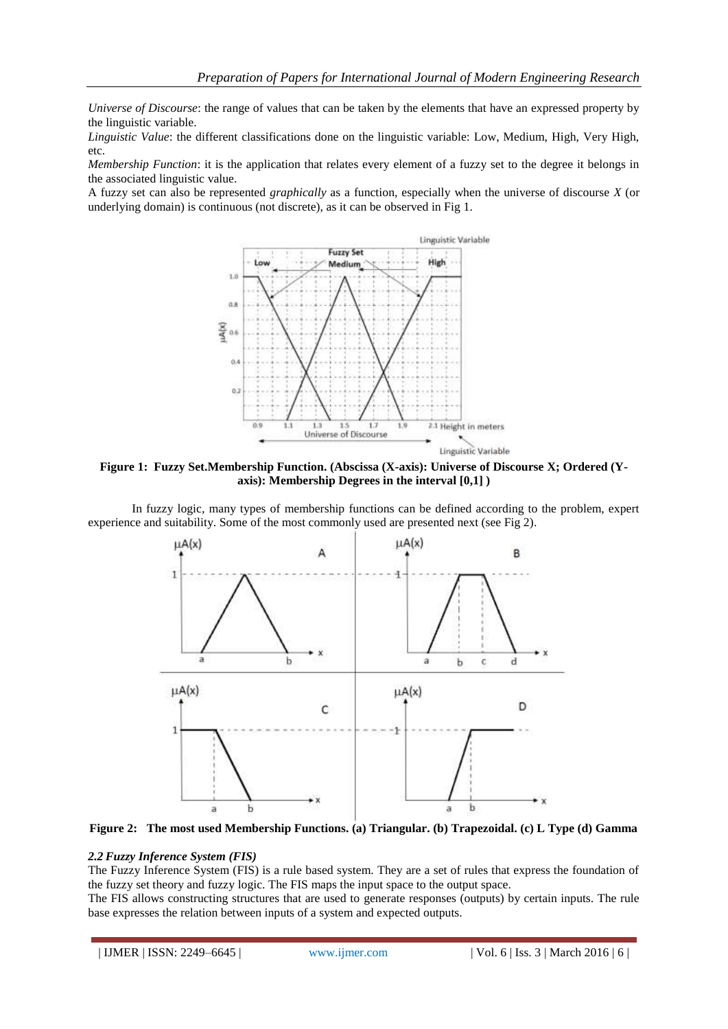*Universe of Discourse*: the range of values that can be taken by the elements that have an expressed property by the linguistic variable.

*Linguistic Value*: the different classifications done on the linguistic variable: Low, Medium, High, Very High, etc.

*Membership Function*: it is the application that relates every element of a fuzzy set to the degree it belongs in the associated linguistic value.

A fuzzy set can also be represented *graphically* as a function, especially when the universe of discourse *X* (or underlying domain) is continuous (not discrete), as it can be observed in Fig 1.

**Figure 1: Fuzzy Set.Membership Function. (Abscissa (X-axis): Universe of Discourse X; Ordered (Y-axis): Membership Degrees in the interval [0,1] )**

In fuzzy logic, many types of membership functions can be defined according to the problem, expert experience and suitability. Some of the most commonly used are presented next (see Fig 2).

**Figure 2: The most used Membership Functions. (a) Triangular. (b) Trapezoidal. (c) L Type (d) Gamma**

### *2.2 Fuzzy Inference System (FIS)*

The Fuzzy Inference System (FIS) is a rule based system. They are a set of rules that express the foundation of the fuzzy set theory and fuzzy logic. The FIS maps the input space to the output space.

The FIS allows constructing structures that are used to generate responses (outputs) by certain inputs. The rule base expresses the relation between inputs of a system and expected outputs.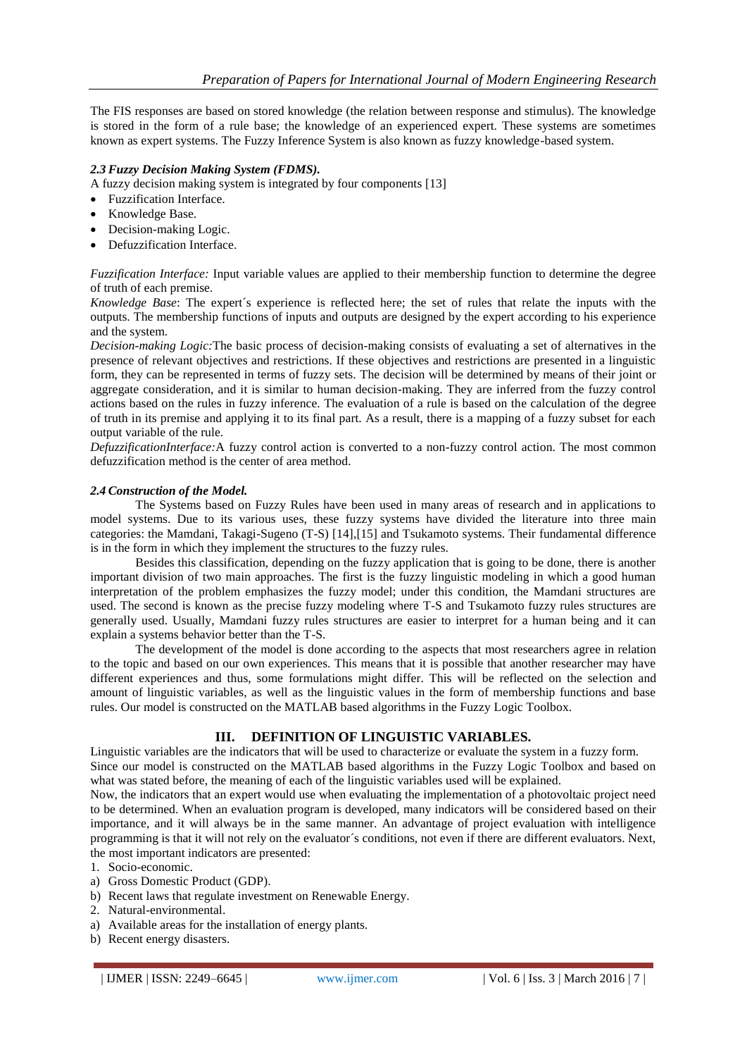The FIS responses are based on stored knowledge (the relation between response and stimulus). The knowledge is stored in the form of a rule base; the knowledge of an experienced expert. These systems are sometimes known as expert systems. The Fuzzy Inference System is also known as fuzzy knowledge-based system.

### *2.3 Fuzzy Decision Making System (FDMS).*

A fuzzy decision making system is integrated by four components [13]

- Fuzzification Interface.
- Knowledge Base.
- Decision-making Logic.
- Defuzzification Interface.

*Fuzzification Interface:* Input variable values are applied to their membership function to determine the degree of truth of each premise.

*Knowledge Base*: The expert´s experience is reflected here; the set of rules that relate the inputs with the outputs. The membership functions of inputs and outputs are designed by the expert according to his experience and the system.

*Decision-making Logic:*The basic process of decision-making consists of evaluating a set of alternatives in the presence of relevant objectives and restrictions. If these objectives and restrictions are presented in a linguistic form, they can be represented in terms of fuzzy sets. The decision will be determined by means of their joint or aggregate consideration, and it is similar to human decision-making. They are inferred from the fuzzy control actions based on the rules in fuzzy inference. The evaluation of a rule is based on the calculation of the degree of truth in its premise and applying it to its final part. As a result, there is a mapping of a fuzzy subset for each output variable of the rule.

*DefuzzificationInterface:*A fuzzy control action is converted to a non-fuzzy control action. The most common defuzzification method is the center of area method.

### *2.4 Construction of the Model.*

The Systems based on Fuzzy Rules have been used in many areas of research and in applications to model systems. Due to its various uses, these fuzzy systems have divided the literature into three main categories: the Mamdani, Takagi-Sugeno (T-S) [14],[15] and Tsukamoto systems. Their fundamental difference is in the form in which they implement the structures to the fuzzy rules.

Besides this classification, depending on the fuzzy application that is going to be done, there is another important division of two main approaches. The first is the fuzzy linguistic modeling in which a good human interpretation of the problem emphasizes the fuzzy model; under this condition, the Mamdani structures are used. The second is known as the precise fuzzy modeling where T-S and Tsukamoto fuzzy rules structures are generally used. Usually, Mamdani fuzzy rules structures are easier to interpret for a human being and it can explain a systems behavior better than the T-S.

The development of the model is done according to the aspects that most researchers agree in relation to the topic and based on our own experiences. This means that it is possible that another researcher may have different experiences and thus, some formulations might differ. This will be reflected on the selection and amount of linguistic variables, as well as the linguistic values in the form of membership functions and base rules. Our model is constructed on the MATLAB based algorithms in the Fuzzy Logic Toolbox.

## III. DEFINITION OF LINGUISTIC VARIABLES.

Linguistic variables are the indicators that will be used to characterize or evaluate the system in a fuzzy form.

Since our model is constructed on the MATLAB based algorithms in the Fuzzy Logic Toolbox and based on what was stated before, the meaning of each of the linguistic variables used will be explained.

Now, the indicators that an expert would use when evaluating the implementation of a photovoltaic project need to be determined. When an evaluation program is developed, many indicators will be considered based on their importance, and it will always be in the same manner. An advantage of project evaluation with intelligence programming is that it will not rely on the evaluator´s conditions, not even if there are different evaluators. Next, the most important indicators are presented:

1. Socio-economic.
   a) Gross Domestic Product (GDP).
   b) Recent laws that regulate investment on Renewable Energy.
2. Natural-environmental.
   a) Available areas for the installation of energy plants.
   b) Recent energy disasters.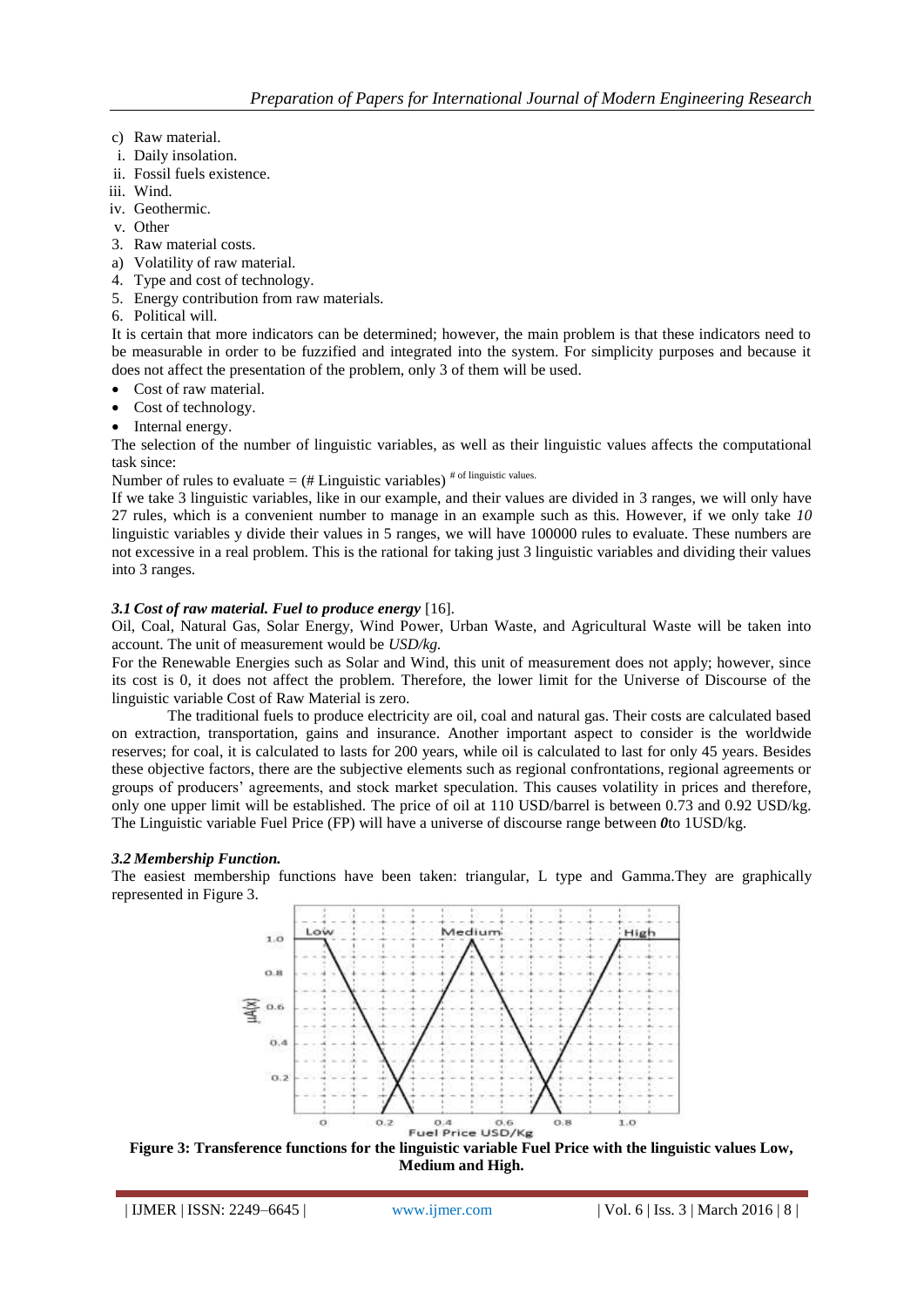c) Raw material.
i. Daily insolation.
ii. Fossil fuels existence.
iii. Wind.
iv. Geothermic.
v. Other
3. Raw material costs.
a) Volatility of raw material.
4. Type and cost of technology.
5. Energy contribution from raw materials.
6. Political will.

It is certain that more indicators can be determined; however, the main problem is that these indicators need to be measurable in order to be fuzzified and integrated into the system. For simplicity purposes and because it does not affect the presentation of the problem, only 3 of them will be used.

- Cost of raw material.
- Cost of technology.
- Internal energy.

The selection of the number of linguistic variables, as well as their linguistic values affects the computational task since:

Number of rules to evaluate = $(\#\text{ Linguistic variables})^{\#\text{ of linguistic values.}}$

If we take 3 linguistic variables, like in our example, and their values are divided in 3 ranges, we will only have 27 rules, which is a convenient number to manage in an example such as this. However, if we only take *10* linguistic variables y divide their values in 5 ranges, we will have 100000 rules to evaluate. These numbers are not excessive in a real problem. This is the rational for taking just 3 linguistic variables and dividing their values into 3 ranges.

### *3.1 Cost of raw material. Fuel to produce energy* [16].

Oil, Coal, Natural Gas, Solar Energy, Wind Power, Urban Waste, and Agricultural Waste will be taken into account. The unit of measurement would be *USD/kg.*

For the Renewable Energies such as Solar and Wind, this unit of measurement does not apply; however, since its cost is 0, it does not affect the problem. Therefore, the lower limit for the Universe of Discourse of the linguistic variable Cost of Raw Material is zero.

The traditional fuels to produce electricity are oil, coal and natural gas. Their costs are calculated based on extraction, transportation, gains and insurance. Another important aspect to consider is the worldwide reserves; for coal, it is calculated to lasts for 200 years, while oil is calculated to last for only 45 years. Besides these objective factors, there are the subjective elements such as regional confrontations, regional agreements or groups of producers' agreements, and stock market speculation. This causes volatility in prices and therefore, only one upper limit will be established. The price of oil at 110 USD/barrel is between 0.73 and 0.92 USD/kg. The Linguistic variable Fuel Price (FP) will have a universe of discourse range between ***0***to 1USD/kg.

### *3.2 Membership Function.*

The easiest membership functions have been taken: triangular, L type and Gamma.They are graphically represented in Figure 3.

**Figure 3: Transference functions for the linguistic variable Fuel Price with the linguistic values Low, Medium and High.**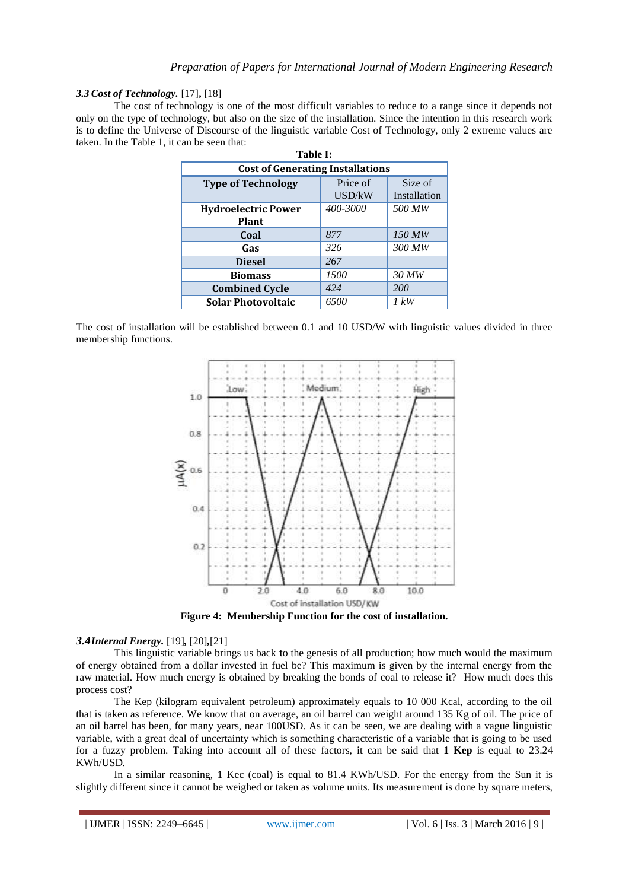### *3.3 Cost of Technology.* [17], [18]

The cost of technology is one of the most difficult variables to reduce to a range since it depends not only on the type of technology, but also on the size of the installation. Since the intention in this research work is to define the Universe of Discourse of the linguistic variable Cost of Technology, only 2 extreme values are taken. In the Table 1, it can be seen that:

**Table I:**

| Cost of Generating Installations | | |
|---|---|---|
| **Type of Technology** | Price of USD/kW | Size of Installation |
| **Hydroelectric Power Plant** | *400-3000* | *500 MW* |
| **Coal** | *877* | *150 MW* |
| **Gas** | *326* | *300 MW* |
| **Diesel** | *267* | |
| **Biomass** | *1500* | *30 MW* |
| **Combined Cycle** | *424* | *200* |
| **Solar Photovoltaic** | *6500* | *1 kW* |

The cost of installation will be established between 0.1 and 10 USD/W with linguistic values divided in three membership functions.

**Figure 4: Membership Function for the cost of installation.**

### *3.4 Internal Energy.* [19], [20],[21]

This linguistic variable brings us back **t**o the genesis of all production; how much would the maximum of energy obtained from a dollar invested in fuel be? This maximum is given by the internal energy from the raw material. How much energy is obtained by breaking the bonds of coal to release it? How much does this process cost?

The Kep (kilogram equivalent petroleum) approximately equals to 10 000 Kcal, according to the oil that is taken as reference. We know that on average, an oil barrel can weight around 135 Kg of oil. The price of an oil barrel has been, for many years, near 100USD. As it can be seen, we are dealing with a vague linguistic variable, with a great deal of uncertainty which is something characteristic of a variable that is going to be used for a fuzzy problem. Taking into account all of these factors, it can be said that **1 Kep** is equal to 23.24 KWh/USD.

In a similar reasoning, 1 Kec (coal) is equal to 81.4 KWh/USD. For the energy from the Sun it is slightly different since it cannot be weighed or taken as volume units. Its measurement is done by square meters,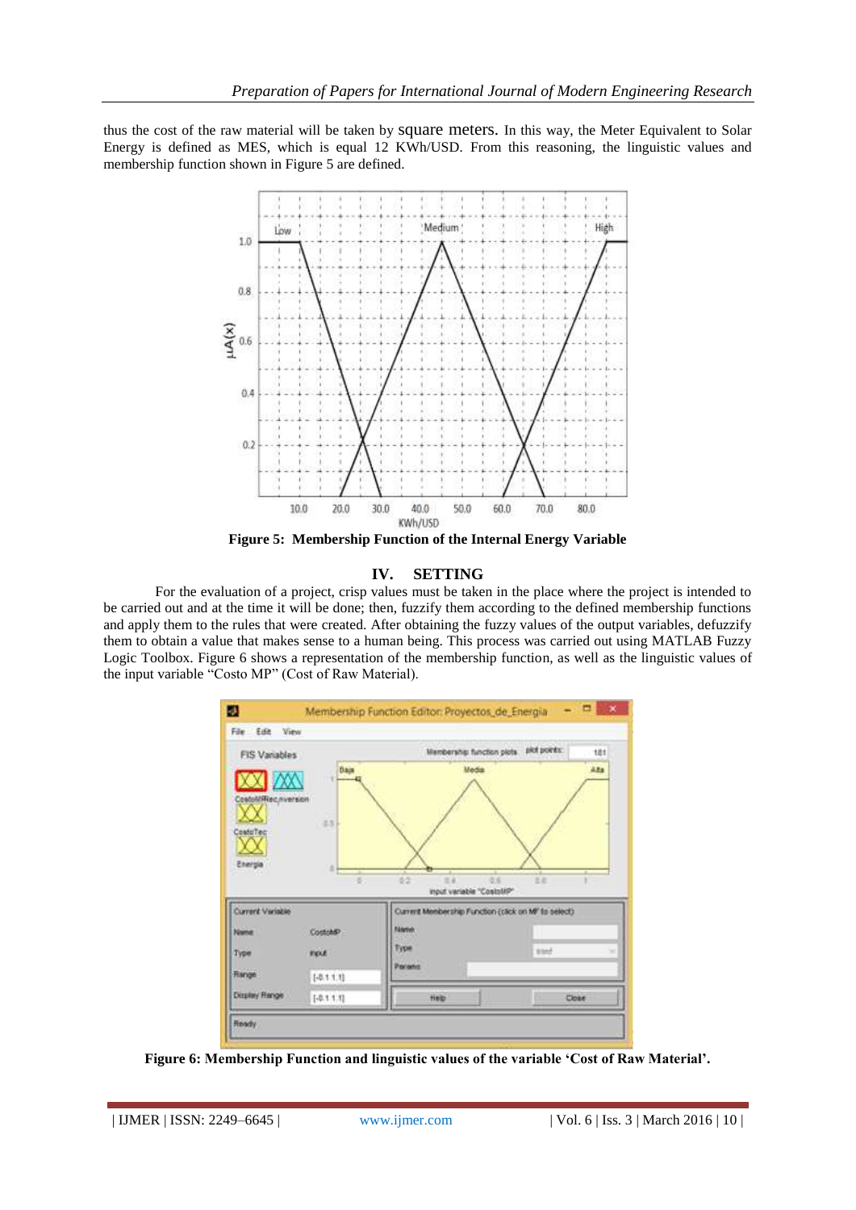thus the cost of the raw material will be taken by square meters. In this way, the Meter Equivalent to Solar Energy is defined as MES, which is equal 12 KWh/USD. From this reasoning, the linguistic values and membership function shown in Figure 5 are defined.

**Figure 5: Membership Function of the Internal Energy Variable**

## IV. SETTING

For the evaluation of a project, crisp values must be taken in the place where the project is intended to be carried out and at the time it will be done; then, fuzzify them according to the defined membership functions and apply them to the rules that were created. After obtaining the fuzzy values of the output variables, defuzzify them to obtain a value that makes sense to a human being. This process was carried out using MATLAB Fuzzy Logic Toolbox. Figure 6 shows a representation of the membership function, as well as the linguistic values of the input variable "Costo MP" (Cost of Raw Material).

**Figure 6: Membership Function and linguistic values of the variable 'Cost of Raw Material'.**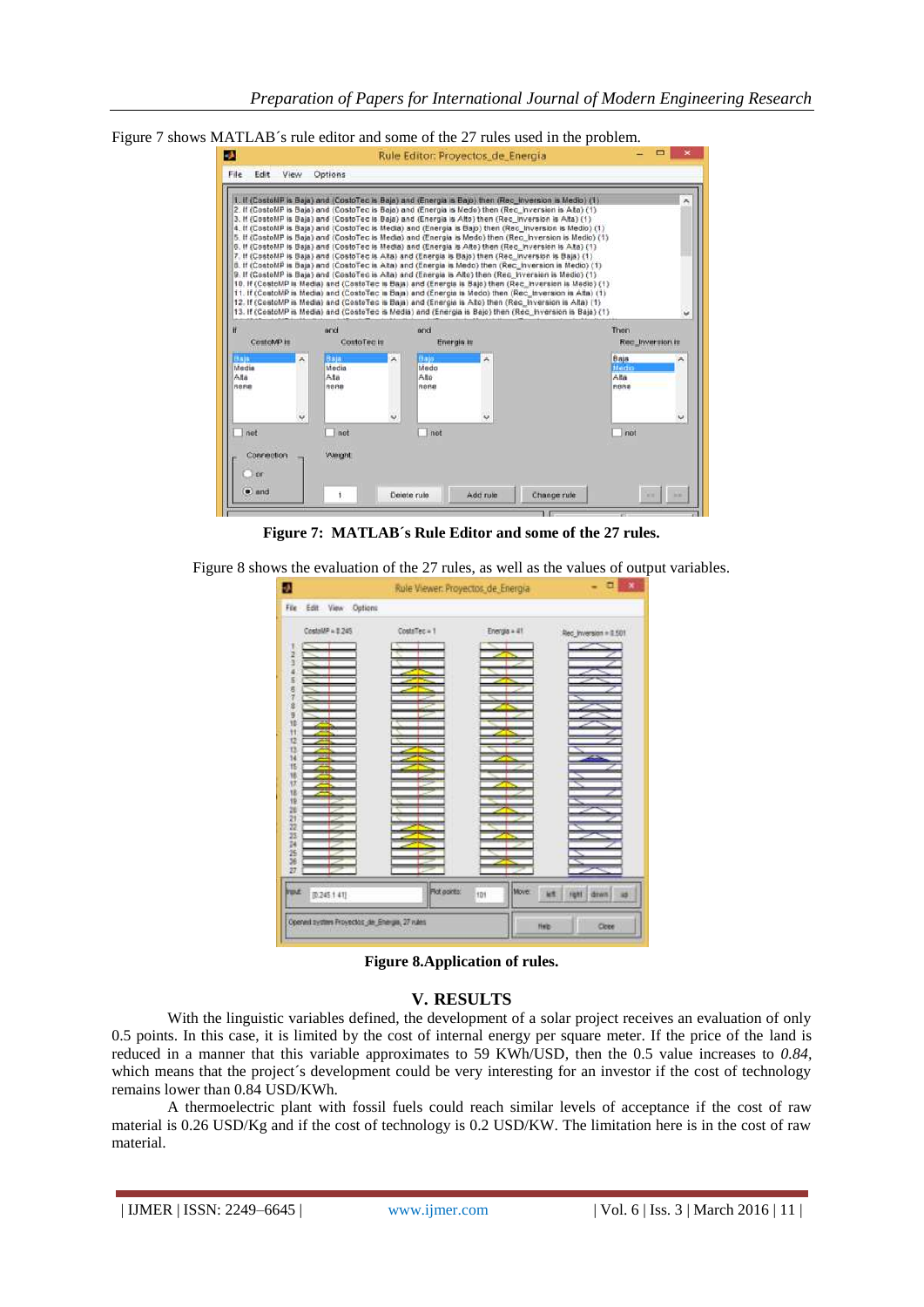Figure 7 shows MATLAB´s rule editor and some of the 27 rules used in the problem.

**Figure 7: MATLAB´s Rule Editor and some of the 27 rules.**

Figure 8 shows the evaluation of the 27 rules, as well as the values of output variables.

**Figure 8.Application of rules.**

## V. RESULTS

With the linguistic variables defined, the development of a solar project receives an evaluation of only 0.5 points. In this case, it is limited by the cost of internal energy per square meter. If the price of the land is reduced in a manner that this variable approximates to 59 KWh/USD, then the 0.5 value increases to *0.84*, which means that the project´s development could be very interesting for an investor if the cost of technology remains lower than 0.84 USD/KWh.

A thermoelectric plant with fossil fuels could reach similar levels of acceptance if the cost of raw material is 0.26 USD/Kg and if the cost of technology is 0.2 USD/KW. The limitation here is in the cost of raw material.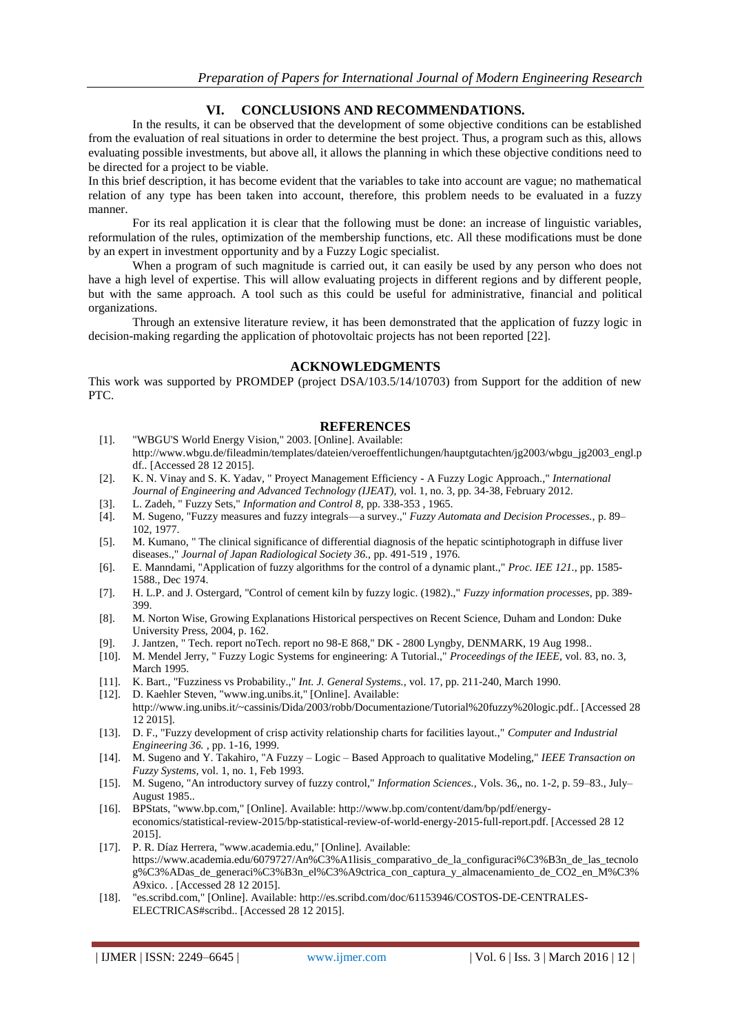## VI. CONCLUSIONS AND RECOMMENDATIONS.

In the results, it can be observed that the development of some objective conditions can be established from the evaluation of real situations in order to determine the best project. Thus, a program such as this, allows evaluating possible investments, but above all, it allows the planning in which these objective conditions need to be directed for a project to be viable.

In this brief description, it has become evident that the variables to take into account are vague; no mathematical relation of any type has been taken into account, therefore, this problem needs to be evaluated in a fuzzy manner.

For its real application it is clear that the following must be done: an increase of linguistic variables, reformulation of the rules, optimization of the membership functions, etc. All these modifications must be done by an expert in investment opportunity and by a Fuzzy Logic specialist.

When a program of such magnitude is carried out, it can easily be used by any person who does not have a high level of expertise. This will allow evaluating projects in different regions and by different people, but with the same approach. A tool such as this could be useful for administrative, financial and political organizations.

Through an extensive literature review, it has been demonstrated that the application of fuzzy logic in decision-making regarding the application of photovoltaic projects has not been reported [22].

## ACKNOWLEDGMENTS

This work was supported by PROMDEP (project DSA/103.5/14/10703) from Support for the addition of new PTC.

## REFERENCES

[1]. "WBGU'S World Energy Vision," 2003. [Online]. Available: http://www.wbgu.de/fileadmin/templates/dateien/veroeffentlichungen/hauptgutachten/jg2003/wbgu_jg2003_engl.pdf.. [Accessed 28 12 2015].

[2]. K. N. Vinay and S. K. Yadav, " Proyect Management Efficiency - A Fuzzy Logic Approach.," *International Journal of Engineering and Advanced Technology (IJEAT),* vol. 1, no. 3, pp. 34-38, February 2012.

[3]. L. Zadeh, " Fuzzy Sets," *Information and Control 8,* pp. 338-353 , 1965.

[4]. M. Sugeno, "Fuzzy measures and fuzzy integrals—a survey.," *Fuzzy Automata and Decision Processes.,* p. 89–102, 1977.

[5]. M. Kumano, " The clinical significance of differential diagnosis of the hepatic scintiphotograph in diffuse liver diseases.," *Journal of Japan Radiological Society 36.,* pp. 491-519 , 1976.

[6]. E. Manndami, "Application of fuzzy algorithms for the control of a dynamic plant.," *Proc. IEE 121.,* pp. 1585-1588., Dec 1974.

[7]. H. L.P. and J. Ostergard, "Control of cement kiln by fuzzy logic. (1982).," *Fuzzy information processes,* pp. 389-399.

[8]. M. Norton Wise, Growing Explanations Historical perspectives on Recent Science, Duham and London: Duke University Press, 2004, p. 162.

[9]. J. Jantzen, " Tech. report noTech. report no 98-E 868," DK - 2800 Lyngby, DENMARK, 19 Aug 1998..

[10]. M. Mendel Jerry, " Fuzzy Logic Systems for engineering: A Tutorial.," *Proceedings of the IEEE,* vol. 83, no. 3, March 1995.

[11]. K. Bart., "Fuzziness vs Probability.," *Int. J. General Systems.,* vol. 17, pp. 211-240, March 1990.

[12]. D. Kaehler Steven, "www.ing.unibs.it," [Online]. Available: http://www.ing.unibs.it/~cassinis/Dida/2003/robb/Documentazione/Tutorial%20fuzzy%20logic.pdf.. [Accessed 28 12 2015].

[13]. D. F., "Fuzzy development of crisp activity relationship charts for facilities layout.," *Computer and Industrial Engineering 36.* , pp. 1-16, 1999.

[14]. M. Sugeno and Y. Takahiro, "A Fuzzy – Logic – Based Approach to qualitative Modeling," *IEEE Transaction on Fuzzy Systems,* vol. 1, no. 1, Feb 1993.

[15]. M. Sugeno, "An introductory survey of fuzzy control," *Information Sciences.,* Vols. 36,, no. 1-2, p. 59–83., July–August 1985..

[16]. BPStats, "www.bp.com," [Online]. Available: http://www.bp.com/content/dam/bp/pdf/energy-economics/statistical-review-2015/bp-statistical-review-of-world-energy-2015-full-report.pdf. [Accessed 28 12 2015].

[17]. P. R. Díaz Herrera, "www.academia.edu," [Online]. Available: https://www.academia.edu/6079727/An%C3%A1lisis_comparativo_de_la_configuraci%C3%B3n_de_las_tecnolog%C3%ADas_de_generaci%C3%B3n_el%C3%A9ctrica_con_captura_y_almacenamiento_de_CO2_en_M%C3%A9xico. . [Accessed 28 12 2015].

[18]. "es.scribd.com," [Online]. Available: http://es.scribd.com/doc/61153946/COSTOS-DE-CENTRALES-ELECTRICAS#scribd.. [Accessed 28 12 2015].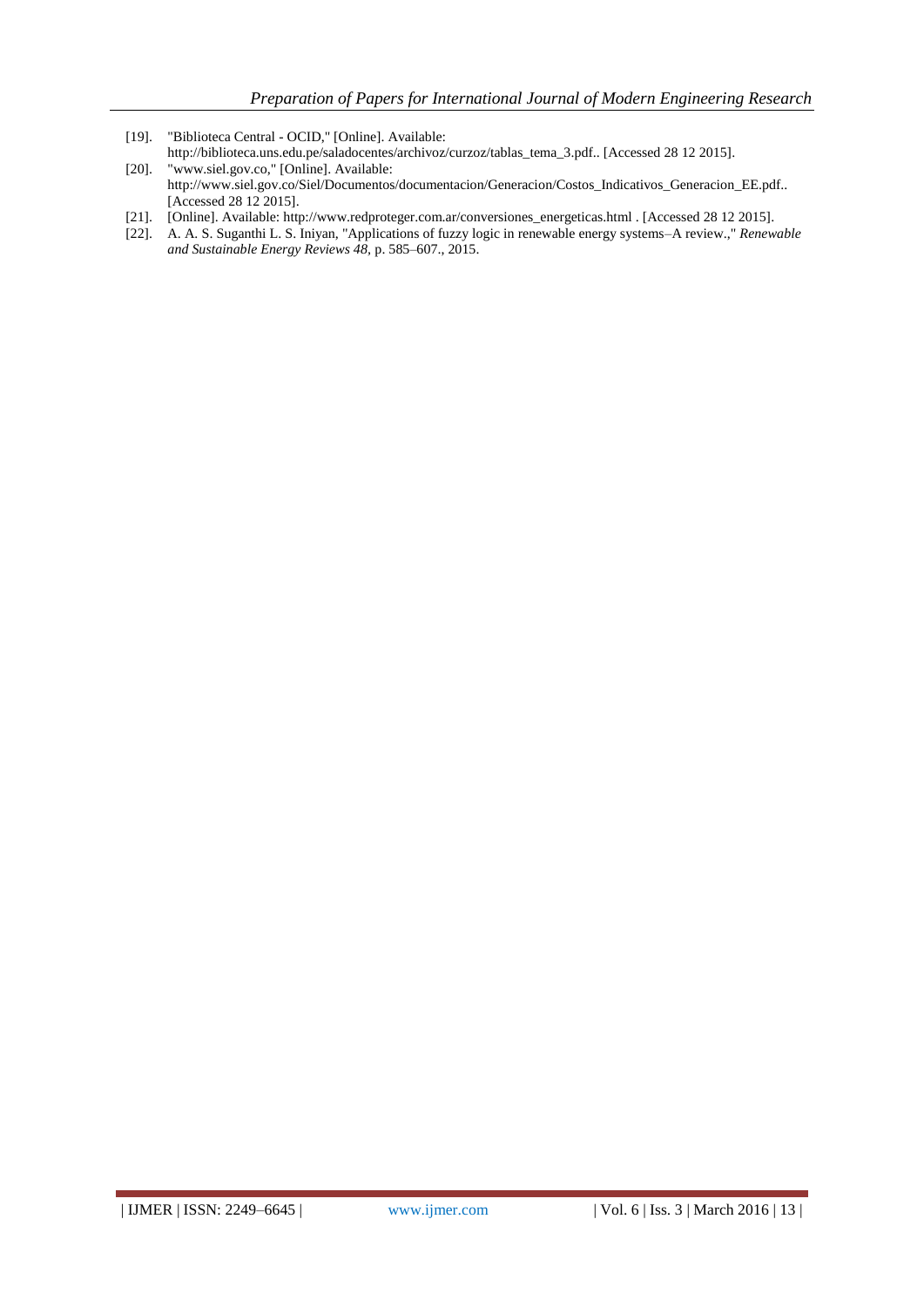[19]. "Biblioteca Central - OCID," [Online]. Available: http://biblioteca.uns.edu.pe/saladocentes/archivoz/curzoz/tablas_tema_3.pdf.. [Accessed 28 12 2015].

[20]. "www.siel.gov.co," [Online]. Available: http://www.siel.gov.co/Siel/Documentos/documentacion/Generacion/Costos_Indicativos_Generacion_EE.pdf.. [Accessed 28 12 2015].

[21]. [Online]. Available: http://www.redproteger.com.ar/conversiones_energeticas.html . [Accessed 28 12 2015].

[22]. A. A. S. Suganthi L. S. Iniyan, "Applications of fuzzy logic in renewable energy systems–A review.," *Renewable and Sustainable Energy Reviews 48*, p. 585–607., 2015.